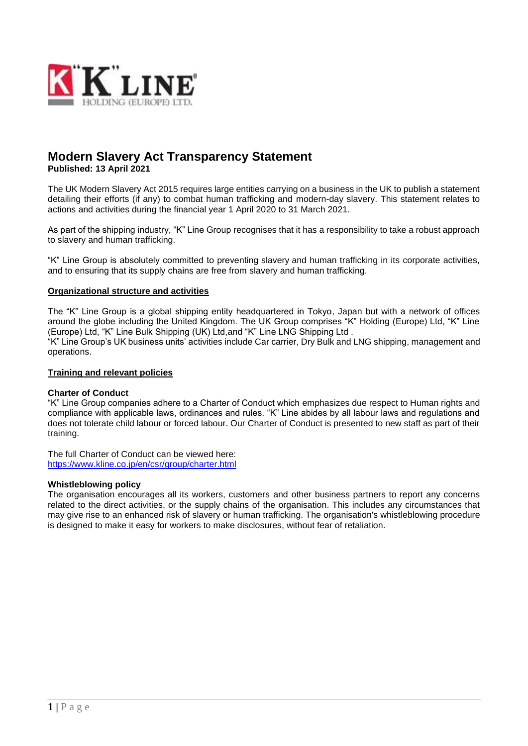# Modern Slavery Act Transparency Statement

**Published: 13 April 2021**

The UK Modern Slavery Act 2015 requires large entities carrying on a business in the UK to publish a statement detailing their efforts (if any) to combat human trafficking and modern-day slavery. This statement relates to actions and activities during the financial year 1 April 2020 to 31 March 2021.

As part of the shipping industry, "K" Line Group recognises that it has a responsibility to take a robust approach to slavery and human trafficking.

"K" Line Group is absolutely committed to preventing slavery and human trafficking in its corporate activities, and to ensuring that its supply chains are free from slavery and human trafficking.

## Organizational structure and activities

The "K" Line Group is a global shipping entity headquartered in Tokyo, Japan but with a network of offices around the globe including the United Kingdom. The UK Group comprises "K" Holding (Europe) Ltd, "K" Line (Europe) Ltd, "K" Line Bulk Shipping (UK) Ltd,and "K" Line LNG Shipping Ltd .

"K" Line Group's UK business units' activities include Car carrier, Dry Bulk and LNG shipping, management and operations.

## Training and relevant policies

### Charter of Conduct

"K" Line Group companies adhere to a Charter of Conduct which emphasizes due respect to Human rights and compliance with applicable laws, ordinances and rules. "K" Line abides by all labour laws and regulations and does not tolerate child labour or forced labour. Our Charter of Conduct is presented to new staff as part of their training.

The full Charter of Conduct can be viewed here:
https://www.kline.co.jp/en/csr/group/charter.html

### Whistleblowing policy

The organisation encourages all its workers, customers and other business partners to report any concerns related to the direct activities, or the supply chains of the organisation. This includes any circumstances that may give rise to an enhanced risk of slavery or human trafficking. The organisation's whistleblowing procedure is designed to make it easy for workers to make disclosures, without fear of retaliation.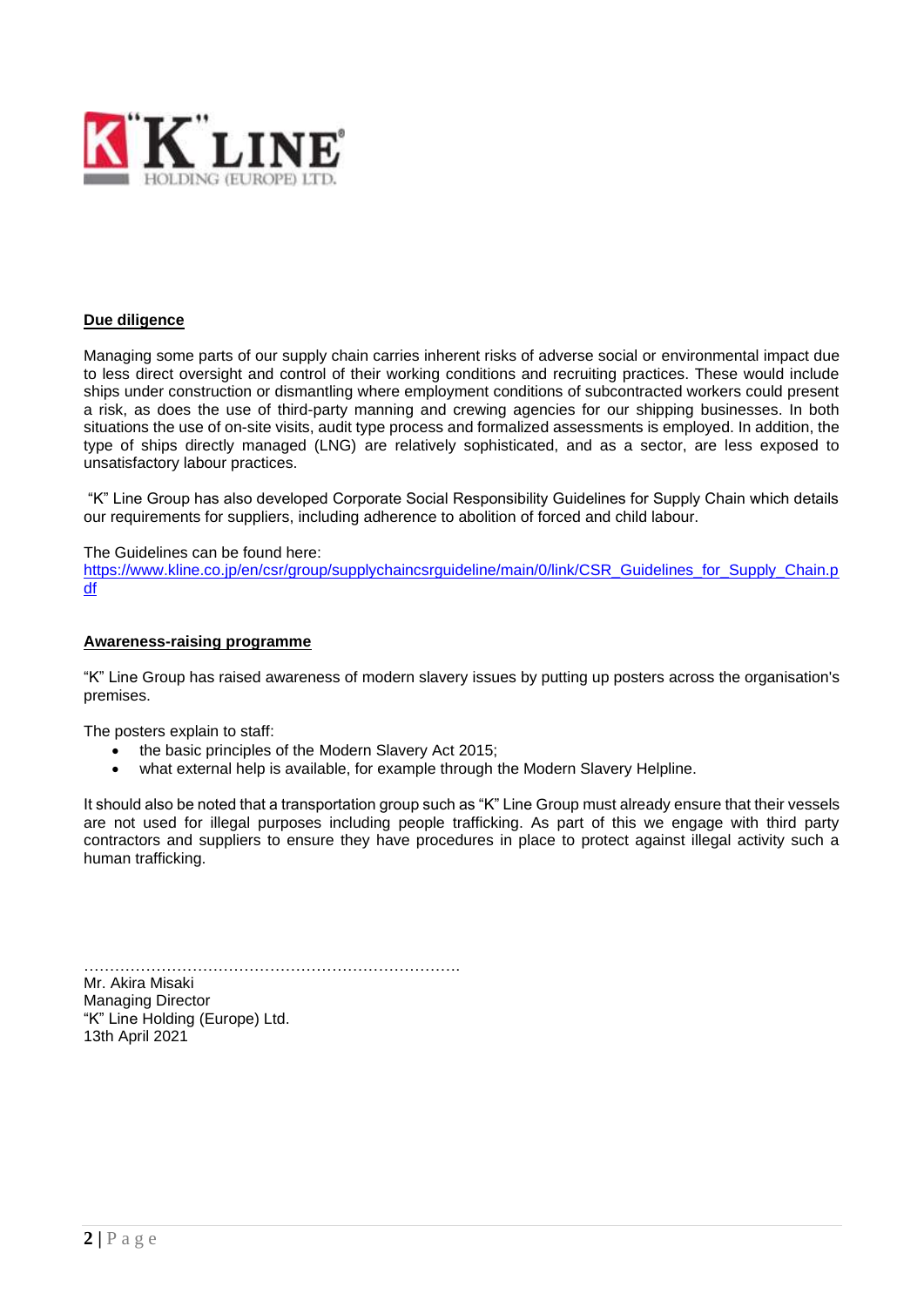**Due diligence**

Managing some parts of our supply chain carries inherent risks of adverse social or environmental impact due to less direct oversight and control of their working conditions and recruiting practices. These would include ships under construction or dismantling where employment conditions of subcontracted workers could present a risk, as does the use of third-party manning and crewing agencies for our shipping businesses. In both situations the use of on-site visits, audit type process and formalized assessments is employed. In addition, the type of ships directly managed (LNG) are relatively sophisticated, and as a sector, are less exposed to unsatisfactory labour practices.

"K" Line Group has also developed Corporate Social Responsibility Guidelines for Supply Chain which details our requirements for suppliers, including adherence to abolition of forced and child labour.

The Guidelines can be found here:
https://www.kline.co.jp/en/csr/group/supplychaincsrguideline/main/0/link/CSR_Guidelines_for_Supply_Chain.pdf

**Awareness-raising programme**

"K" Line Group has raised awareness of modern slavery issues by putting up posters across the organisation's premises.

The posters explain to staff:

- the basic principles of the Modern Slavery Act 2015;
- what external help is available, for example through the Modern Slavery Helpline.

It should also be noted that a transportation group such as "K" Line Group must already ensure that their vessels are not used for illegal purposes including people trafficking. As part of this we engage with third party contractors and suppliers to ensure they have procedures in place to protect against illegal activity such a human trafficking.

……………………………………………………………….
Mr. Akira Misaki
Managing Director
"K" Line Holding (Europe) Ltd.
13th April 2021